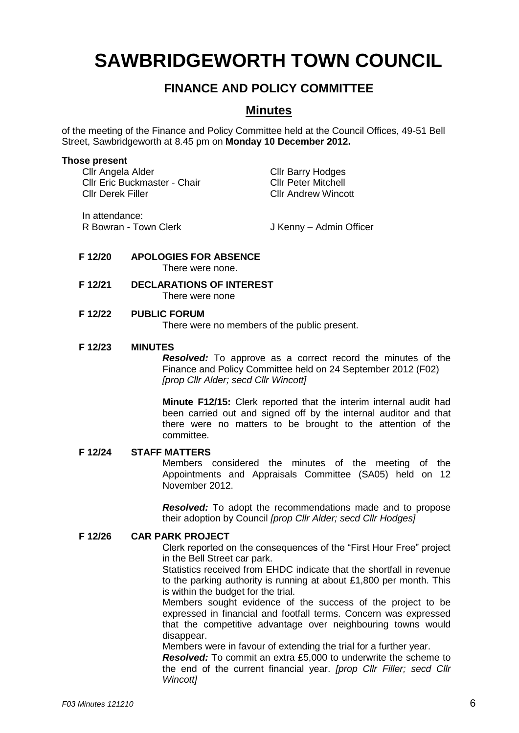# SAWBRIDGEWORTH TOWN COUNCIL

## FINANCE AND POLICY COMMITTEE

## Minutes

of the meeting of the Finance and Policy Committee held at the Council Offices, 49-51 Bell Street, Sawbridgeworth at 8.45 pm on **Monday 10 December 2012.**

**Those present**

Cllr Angela Alder
Cllr Eric Buckmaster - Chair
Cllr Derek Filler
Cllr Barry Hodges
Cllr Peter Mitchell
Cllr Andrew Wincott

In attendance:
R Bowran - Town Clerk
J Kenny – Admin Officer

**F 12/20 APOLOGIES FOR ABSENCE**

There were none.

**F 12/21 DECLARATIONS OF INTEREST**

There were none

**F 12/22 PUBLIC FORUM**

There were no members of the public present.

**F 12/23 MINUTES**

***Resolved:*** To approve as a correct record the minutes of the Finance and Policy Committee held on 24 September 2012 (F02) *[prop Cllr Alder; secd Cllr Wincott]*

**Minute F12/15:** Clerk reported that the interim internal audit had been carried out and signed off by the internal auditor and that there were no matters to be brought to the attention of the committee.

**F 12/24 STAFF MATTERS**

Members considered the minutes of the meeting of the Appointments and Appraisals Committee (SA05) held on 12 November 2012.

***Resolved:*** To adopt the recommendations made and to propose their adoption by Council *[prop Cllr Alder; secd Cllr Hodges]*

**F 12/26 CAR PARK PROJECT**

Clerk reported on the consequences of the "First Hour Free" project in the Bell Street car park.

Statistics received from EHDC indicate that the shortfall in revenue to the parking authority is running at about £1,800 per month. This is within the budget for the trial.

Members sought evidence of the success of the project to be expressed in financial and footfall terms. Concern was expressed that the competitive advantage over neighbouring towns would disappear.

Members were in favour of extending the trial for a further year.

***Resolved:*** To commit an extra £5,000 to underwrite the scheme to the end of the current financial year. *[prop Cllr Filler; secd Cllr Wincott]*

*F03 Minutes 121210*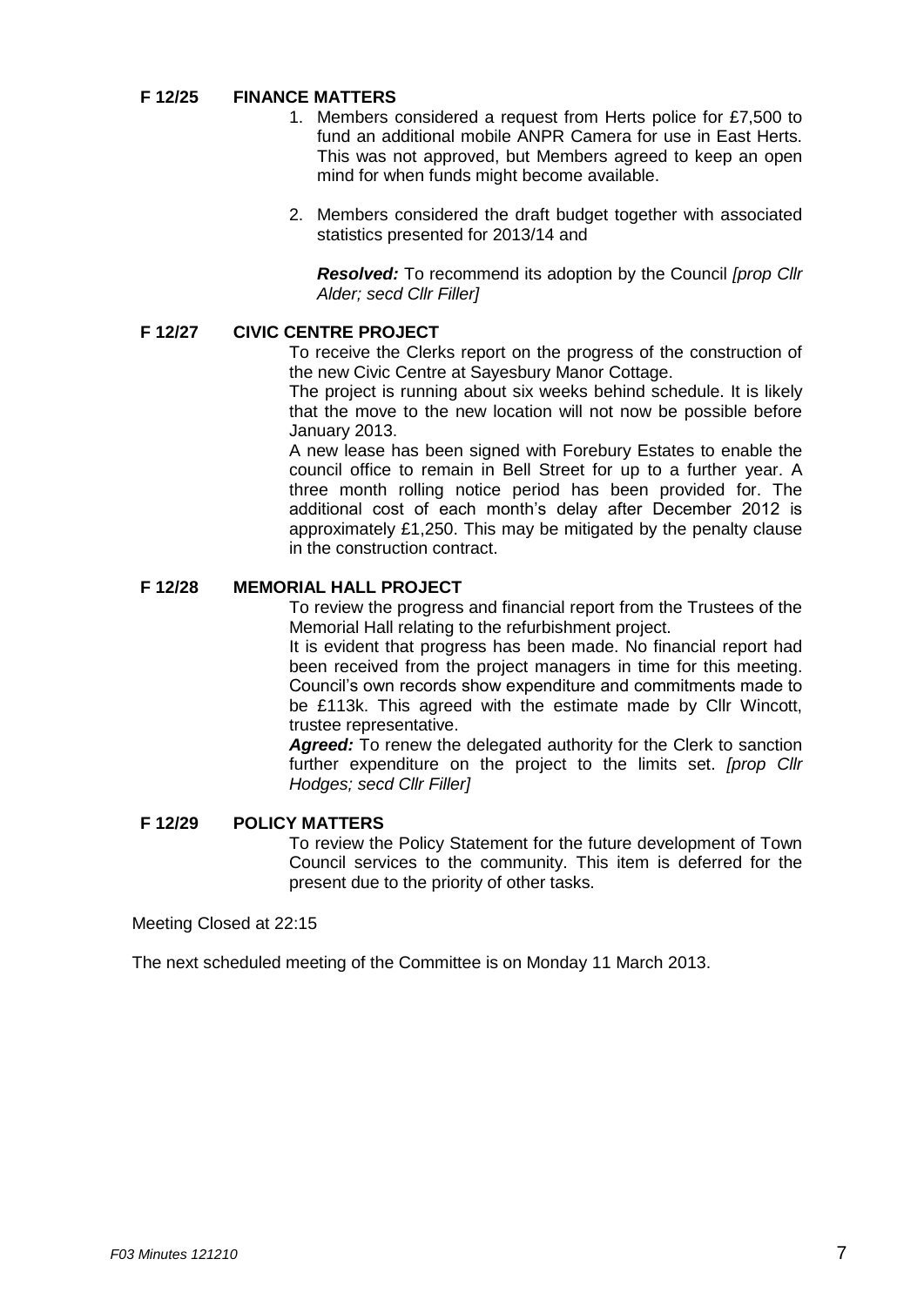**F 12/25 FINANCE MATTERS**

1. Members considered a request from Herts police for £7,500 to fund an additional mobile ANPR Camera for use in East Herts. This was not approved, but Members agreed to keep an open mind for when funds might become available.

2. Members considered the draft budget together with associated statistics presented for 2013/14 and

   ***Resolved:*** To recommend its adoption by the Council *[prop Cllr Alder; secd Cllr Filler]*

**F 12/27 CIVIC CENTRE PROJECT**

To receive the Clerks report on the progress of the construction of the new Civic Centre at Sayesbury Manor Cottage.

The project is running about six weeks behind schedule. It is likely that the move to the new location will not now be possible before January 2013.

A new lease has been signed with Forebury Estates to enable the council office to remain in Bell Street for up to a further year. A three month rolling notice period has been provided for. The additional cost of each month's delay after December 2012 is approximately £1,250. This may be mitigated by the penalty clause in the construction contract.

**F 12/28 MEMORIAL HALL PROJECT**

To review the progress and financial report from the Trustees of the Memorial Hall relating to the refurbishment project.

It is evident that progress has been made. No financial report had been received from the project managers in time for this meeting. Council's own records show expenditure and commitments made to be £113k. This agreed with the estimate made by Cllr Wincott, trustee representative.

***Agreed:*** To renew the delegated authority for the Clerk to sanction further expenditure on the project to the limits set. *[prop Cllr Hodges; secd Cllr Filler]*

**F 12/29 POLICY MATTERS**

To review the Policy Statement for the future development of Town Council services to the community. This item is deferred for the present due to the priority of other tasks.

Meeting Closed at 22:15

The next scheduled meeting of the Committee is on Monday 11 March 2013.